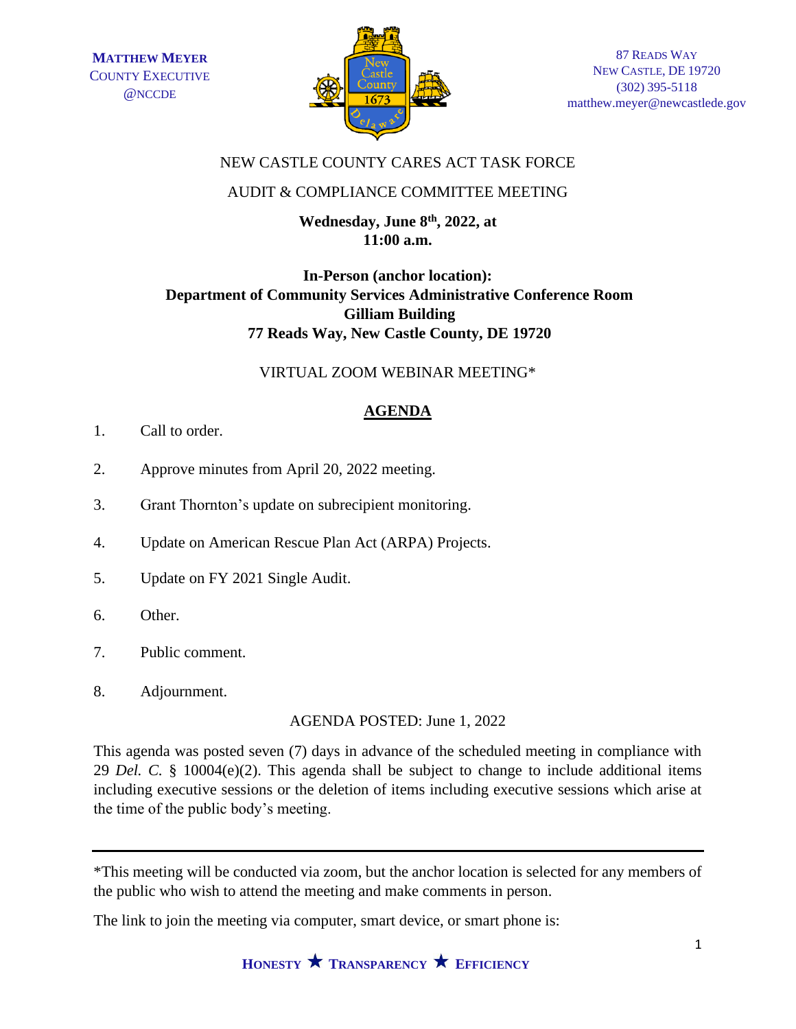**MATTHEW MEYER**
COUNTY EXECUTIVE
@NCCDE

87 READS WAY
NEW CASTLE, DE 19720
(302) 395-5118
matthew.meyer@newcastlede.gov

NEW CASTLE COUNTY CARES ACT TASK FORCE

AUDIT & COMPLIANCE COMMITTEE MEETING

**Wednesday, June 8th, 2022, at 11:00 a.m.**

**In-Person (anchor location):**
**Department of Community Services Administrative Conference Room**
**Gilliam Building**
**77 Reads Way, New Castle County, DE 19720**

VIRTUAL ZOOM WEBINAR MEETING*

## AGENDA

1. Call to order.
2. Approve minutes from April 20, 2022 meeting.
3. Grant Thornton's update on subrecipient monitoring.
4. Update on American Rescue Plan Act (ARPA) Projects.
5. Update on FY 2021 Single Audit.
6. Other.
7. Public comment.
8. Adjournment.

AGENDA POSTED: June 1, 2022

This agenda was posted seven (7) days in advance of the scheduled meeting in compliance with 29 *Del. C.* § 10004(e)(2). This agenda shall be subject to change to include additional items including executive sessions or the deletion of items including executive sessions which arise at the time of the public body's meeting.

---

*This meeting will be conducted via zoom, but the anchor location is selected for any members of the public who wish to attend the meeting and make comments in person.

The link to join the meeting via computer, smart device, or smart phone is:

**HONESTY ★ TRANSPARENCY ★ EFFICIENCY**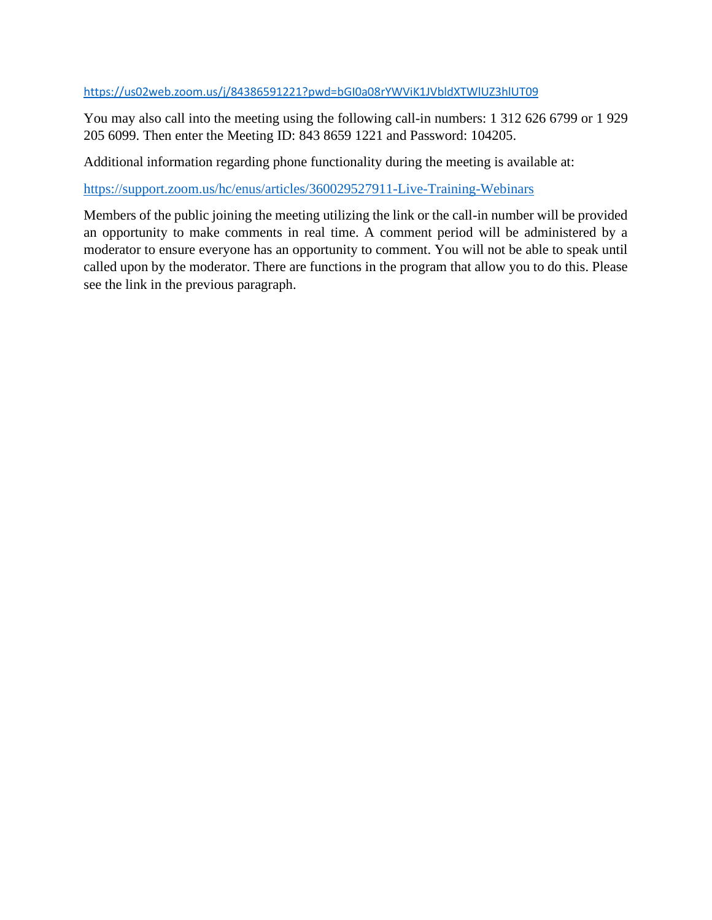https://us02web.zoom.us/j/84386591221?pwd=bGI0a08rYWViK1JVbldXTWlUZ3hlUT09

You may also call into the meeting using the following call-in numbers: 1 312 626 6799 or 1 929 205 6099. Then enter the Meeting ID: 843 8659 1221 and Password: 104205.

Additional information regarding phone functionality during the meeting is available at:

https://support.zoom.us/hc/enus/articles/360029527911-Live-Training-Webinars

Members of the public joining the meeting utilizing the link or the call-in number will be provided an opportunity to make comments in real time. A comment period will be administered by a moderator to ensure everyone has an opportunity to comment. You will not be able to speak until called upon by the moderator. There are functions in the program that allow you to do this. Please see the link in the previous paragraph.